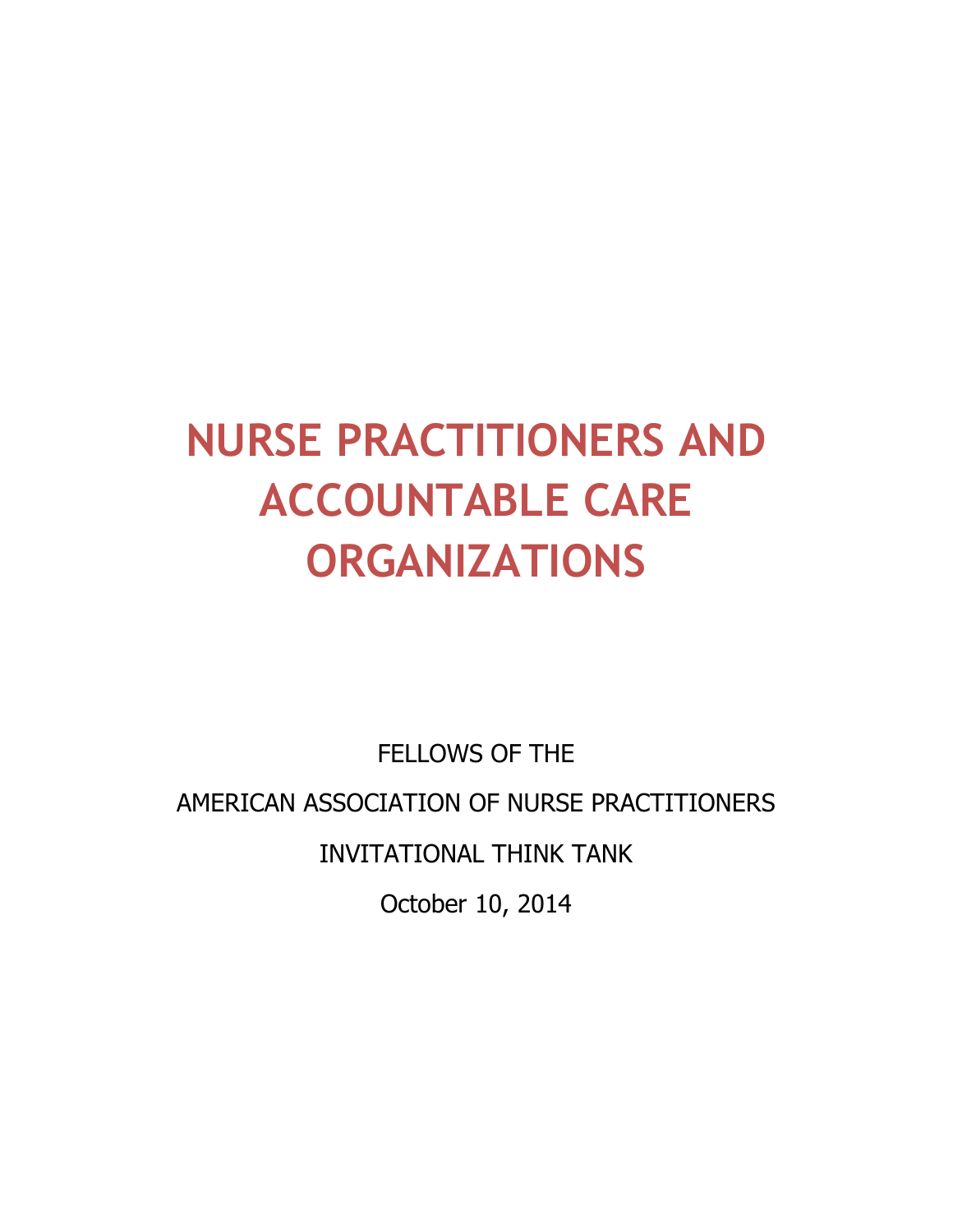# NURSE PRACTITIONERS AND ACCOUNTABLE CARE ORGANIZATIONS

FELLOWS OF THE

AMERICAN ASSOCIATION OF NURSE PRACTITIONERS

INVITATIONAL THINK TANK

October 10, 2014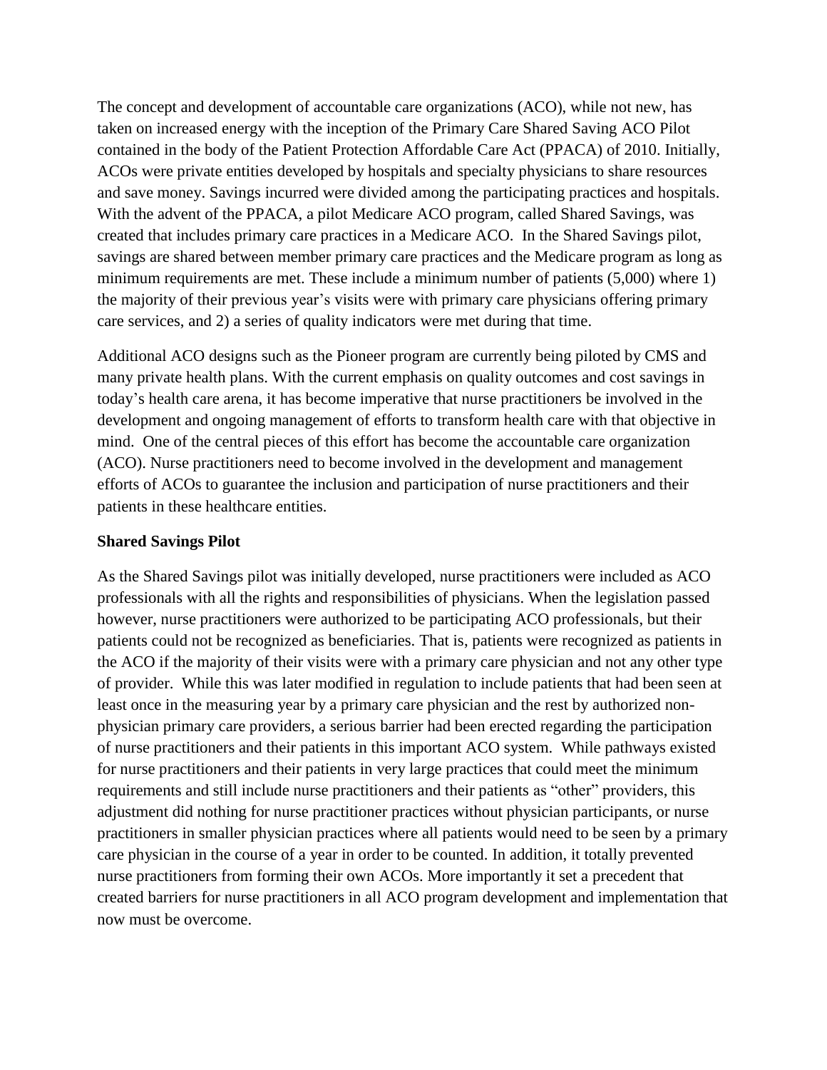The concept and development of accountable care organizations (ACO), while not new, has taken on increased energy with the inception of the Primary Care Shared Saving ACO Pilot contained in the body of the Patient Protection Affordable Care Act (PPACA) of 2010. Initially, ACOs were private entities developed by hospitals and specialty physicians to share resources and save money. Savings incurred were divided among the participating practices and hospitals. With the advent of the PPACA, a pilot Medicare ACO program, called Shared Savings, was created that includes primary care practices in a Medicare ACO. In the Shared Savings pilot, savings are shared between member primary care practices and the Medicare program as long as minimum requirements are met. These include a minimum number of patients (5,000) where 1) the majority of their previous year's visits were with primary care physicians offering primary care services, and 2) a series of quality indicators were met during that time.

Additional ACO designs such as the Pioneer program are currently being piloted by CMS and many private health plans. With the current emphasis on quality outcomes and cost savings in today's health care arena, it has become imperative that nurse practitioners be involved in the development and ongoing management of efforts to transform health care with that objective in mind. One of the central pieces of this effort has become the accountable care organization (ACO). Nurse practitioners need to become involved in the development and management efforts of ACOs to guarantee the inclusion and participation of nurse practitioners and their patients in these healthcare entities.

**Shared Savings Pilot**

As the Shared Savings pilot was initially developed, nurse practitioners were included as ACO professionals with all the rights and responsibilities of physicians. When the legislation passed however, nurse practitioners were authorized to be participating ACO professionals, but their patients could not be recognized as beneficiaries. That is, patients were recognized as patients in the ACO if the majority of their visits were with a primary care physician and not any other type of provider. While this was later modified in regulation to include patients that had been seen at least once in the measuring year by a primary care physician and the rest by authorized non-physician primary care providers, a serious barrier had been erected regarding the participation of nurse practitioners and their patients in this important ACO system. While pathways existed for nurse practitioners and their patients in very large practices that could meet the minimum requirements and still include nurse practitioners and their patients as "other" providers, this adjustment did nothing for nurse practitioner practices without physician participants, or nurse practitioners in smaller physician practices where all patients would need to be seen by a primary care physician in the course of a year in order to be counted. In addition, it totally prevented nurse practitioners from forming their own ACOs. More importantly it set a precedent that created barriers for nurse practitioners in all ACO program development and implementation that now must be overcome.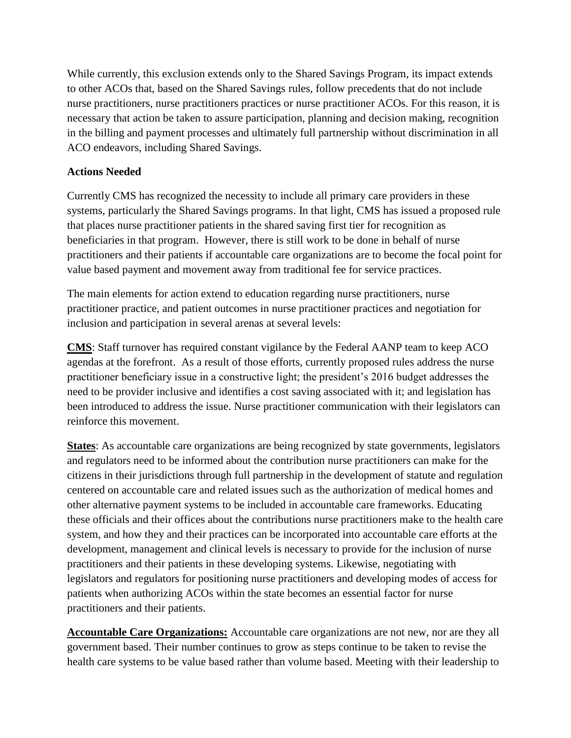While currently, this exclusion extends only to the Shared Savings Program, its impact extends to other ACOs that, based on the Shared Savings rules, follow precedents that do not include nurse practitioners, nurse practitioners practices or nurse practitioner ACOs. For this reason, it is necessary that action be taken to assure participation, planning and decision making, recognition in the billing and payment processes and ultimately full partnership without discrimination in all ACO endeavors, including Shared Savings.

**Actions Needed**

Currently CMS has recognized the necessity to include all primary care providers in these systems, particularly the Shared Savings programs. In that light, CMS has issued a proposed rule that places nurse practitioner patients in the shared saving first tier for recognition as beneficiaries in that program. However, there is still work to be done in behalf of nurse practitioners and their patients if accountable care organizations are to become the focal point for value based payment and movement away from traditional fee for service practices.

The main elements for action extend to education regarding nurse practitioners, nurse practitioner practice, and patient outcomes in nurse practitioner practices and negotiation for inclusion and participation in several arenas at several levels:

**CMS**: Staff turnover has required constant vigilance by the Federal AANP team to keep ACO agendas at the forefront. As a result of those efforts, currently proposed rules address the nurse practitioner beneficiary issue in a constructive light; the president's 2016 budget addresses the need to be provider inclusive and identifies a cost saving associated with it; and legislation has been introduced to address the issue. Nurse practitioner communication with their legislators can reinforce this movement.

**States**: As accountable care organizations are being recognized by state governments, legislators and regulators need to be informed about the contribution nurse practitioners can make for the citizens in their jurisdictions through full partnership in the development of statute and regulation centered on accountable care and related issues such as the authorization of medical homes and other alternative payment systems to be included in accountable care frameworks. Educating these officials and their offices about the contributions nurse practitioners make to the health care system, and how they and their practices can be incorporated into accountable care efforts at the development, management and clinical levels is necessary to provide for the inclusion of nurse practitioners and their patients in these developing systems. Likewise, negotiating with legislators and regulators for positioning nurse practitioners and developing modes of access for patients when authorizing ACOs within the state becomes an essential factor for nurse practitioners and their patients.

**Accountable Care Organizations:** Accountable care organizations are not new, nor are they all government based. Their number continues to grow as steps continue to be taken to revise the health care systems to be value based rather than volume based. Meeting with their leadership to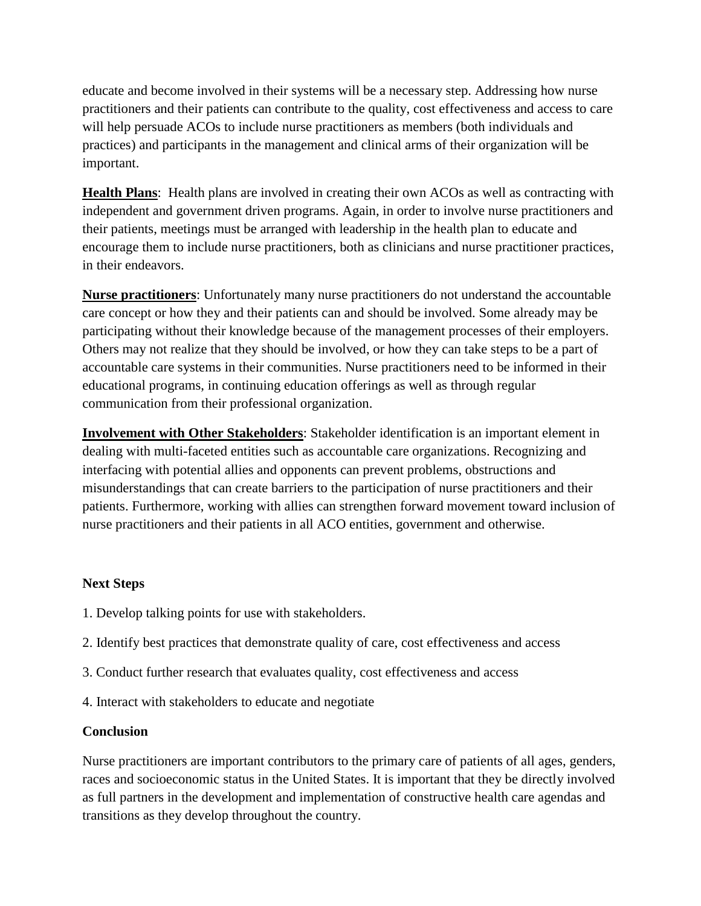educate and become involved in their systems will be a necessary step. Addressing how nurse practitioners and their patients can contribute to the quality, cost effectiveness and access to care will help persuade ACOs to include nurse practitioners as members (both individuals and practices) and participants in the management and clinical arms of their organization will be important.

**Health Plans**: Health plans are involved in creating their own ACOs as well as contracting with independent and government driven programs. Again, in order to involve nurse practitioners and their patients, meetings must be arranged with leadership in the health plan to educate and encourage them to include nurse practitioners, both as clinicians and nurse practitioner practices, in their endeavors.

**Nurse practitioners**: Unfortunately many nurse practitioners do not understand the accountable care concept or how they and their patients can and should be involved. Some already may be participating without their knowledge because of the management processes of their employers. Others may not realize that they should be involved, or how they can take steps to be a part of accountable care systems in their communities. Nurse practitioners need to be informed in their educational programs, in continuing education offerings as well as through regular communication from their professional organization.

**Involvement with Other Stakeholders**: Stakeholder identification is an important element in dealing with multi-faceted entities such as accountable care organizations. Recognizing and interfacing with potential allies and opponents can prevent problems, obstructions and misunderstandings that can create barriers to the participation of nurse practitioners and their patients. Furthermore, working with allies can strengthen forward movement toward inclusion of nurse practitioners and their patients in all ACO entities, government and otherwise.

**Next Steps**

1. Develop talking points for use with stakeholders.
2. Identify best practices that demonstrate quality of care, cost effectiveness and access
3. Conduct further research that evaluates quality, cost effectiveness and access
4. Interact with stakeholders to educate and negotiate

**Conclusion**

Nurse practitioners are important contributors to the primary care of patients of all ages, genders, races and socioeconomic status in the United States. It is important that they be directly involved as full partners in the development and implementation of constructive health care agendas and transitions as they develop throughout the country.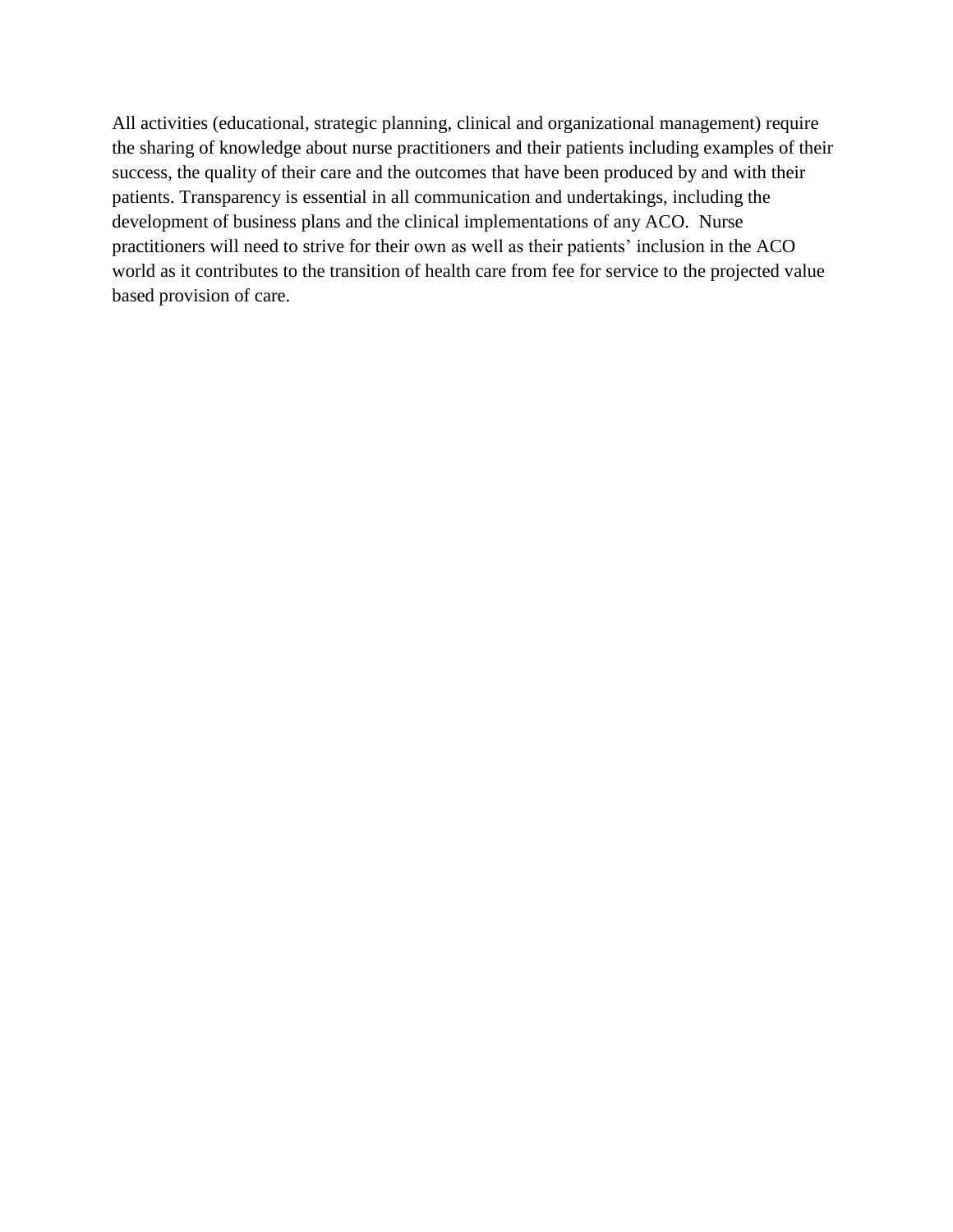All activities (educational, strategic planning, clinical and organizational management) require the sharing of knowledge about nurse practitioners and their patients including examples of their success, the quality of their care and the outcomes that have been produced by and with their patients. Transparency is essential in all communication and undertakings, including the development of business plans and the clinical implementations of any ACO. Nurse practitioners will need to strive for their own as well as their patients' inclusion in the ACO world as it contributes to the transition of health care from fee for service to the projected value based provision of care.